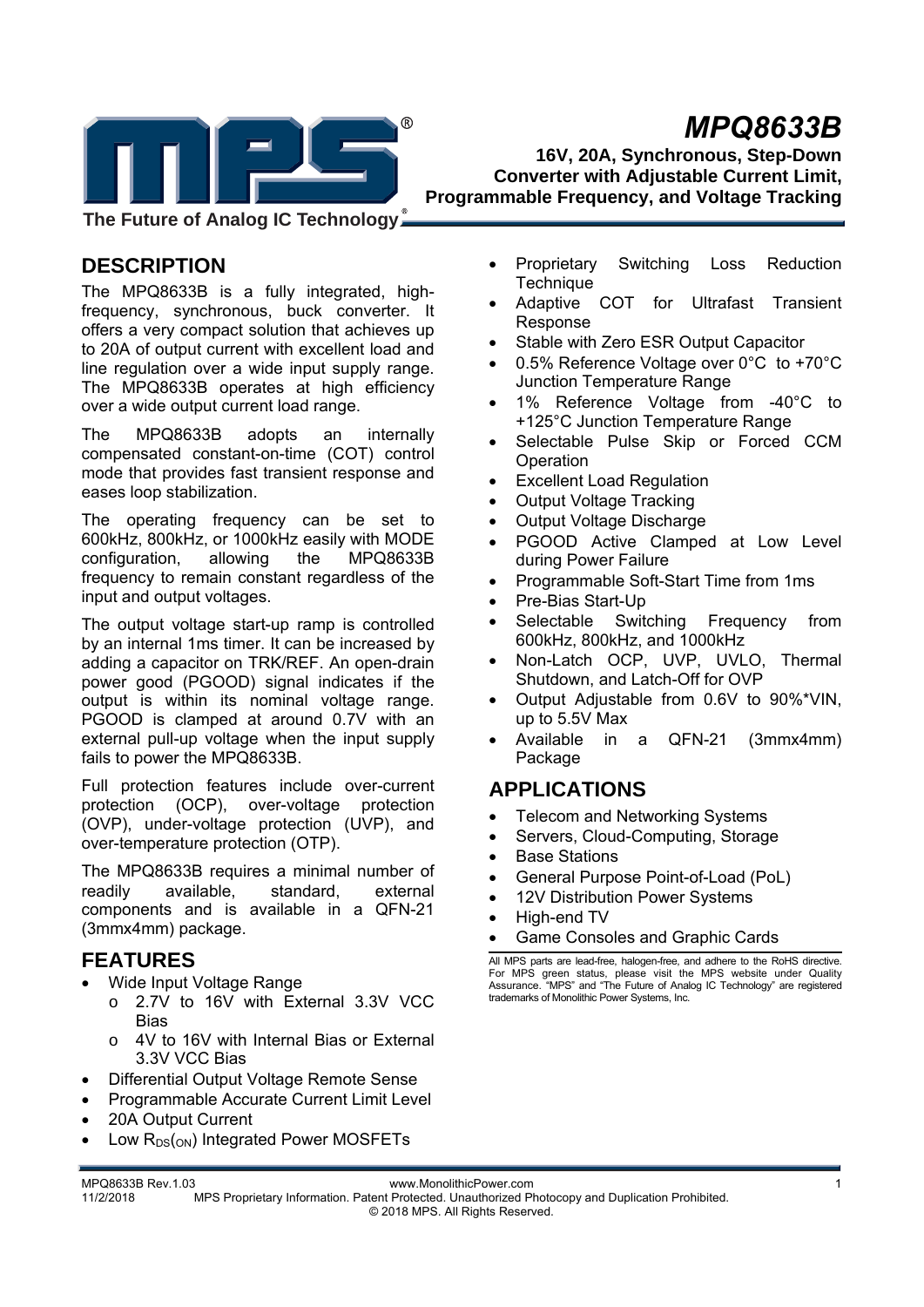# MPQ8633B

**16V, 20A, Synchronous, Step-Down Converter with Adjustable Current Limit, Programmable Frequency, and Voltage Tracking**

The Future of Analog IC Technology®

## DESCRIPTION

The MPQ8633B is a fully integrated, high-frequency, synchronous, buck converter. It offers a very compact solution that achieves up to 20A of output current with excellent load and line regulation over a wide input supply range. The MPQ8633B operates at high efficiency over a wide output current load range.

The MPQ8633B adopts an internally compensated constant-on-time (COT) control mode that provides fast transient response and eases loop stabilization.

The operating frequency can be set to 600kHz, 800kHz, or 1000kHz easily with MODE configuration, allowing the MPQ8633B frequency to remain constant regardless of the input and output voltages.

The output voltage start-up ramp is controlled by an internal 1ms timer. It can be increased by adding a capacitor on TRK/REF. An open-drain power good (PGOOD) signal indicates if the output is within its nominal voltage range. PGOOD is clamped at around 0.7V with an external pull-up voltage when the input supply fails to power the MPQ8633B.

Full protection features include over-current protection (OCP), over-voltage protection (OVP), under-voltage protection (UVP), and over-temperature protection (OTP).

The MPQ8633B requires a minimal number of readily available, standard, external components and is available in a QFN-21 (3mmx4mm) package.

## FEATURES

- Wide Input Voltage Range
  - 2.7V to 16V with External 3.3V VCC Bias
  - 4V to 16V with Internal Bias or External 3.3V VCC Bias
- Differential Output Voltage Remote Sense
- Programmable Accurate Current Limit Level
- 20A Output Current
- Low $R_{DS}(_{ON})$ Integrated Power MOSFETs
- Proprietary Switching Loss Reduction Technique
- Adaptive COT for Ultrafast Transient Response
- Stable with Zero ESR Output Capacitor
- 0.5% Reference Voltage over 0°C to +70°C Junction Temperature Range
- 1% Reference Voltage from -40°C to +125°C Junction Temperature Range
- Selectable Pulse Skip or Forced CCM Operation
- Excellent Load Regulation
- Output Voltage Tracking
- Output Voltage Discharge
- PGOOD Active Clamped at Low Level during Power Failure
- Programmable Soft-Start Time from 1ms
- Pre-Bias Start-Up
- Selectable Switching Frequency from 600kHz, 800kHz, and 1000kHz
- Non-Latch OCP, UVP, UVLO, Thermal Shutdown, and Latch-Off for OVP
- Output Adjustable from 0.6V to 90%*VIN, up to 5.5V Max
- Available in a QFN-21 (3mmx4mm) Package

## APPLICATIONS

- Telecom and Networking Systems
- Servers, Cloud-Computing, Storage
- Base Stations
- General Purpose Point-of-Load (PoL)
- 12V Distribution Power Systems
- High-end TV
- Game Consoles and Graphic Cards

All MPS parts are lead-free, halogen-free, and adhere to the RoHS directive. For MPS green status, please visit the MPS website under Quality Assurance. "MPS" and "The Future of Analog IC Technology" are registered trademarks of Monolithic Power Systems, Inc.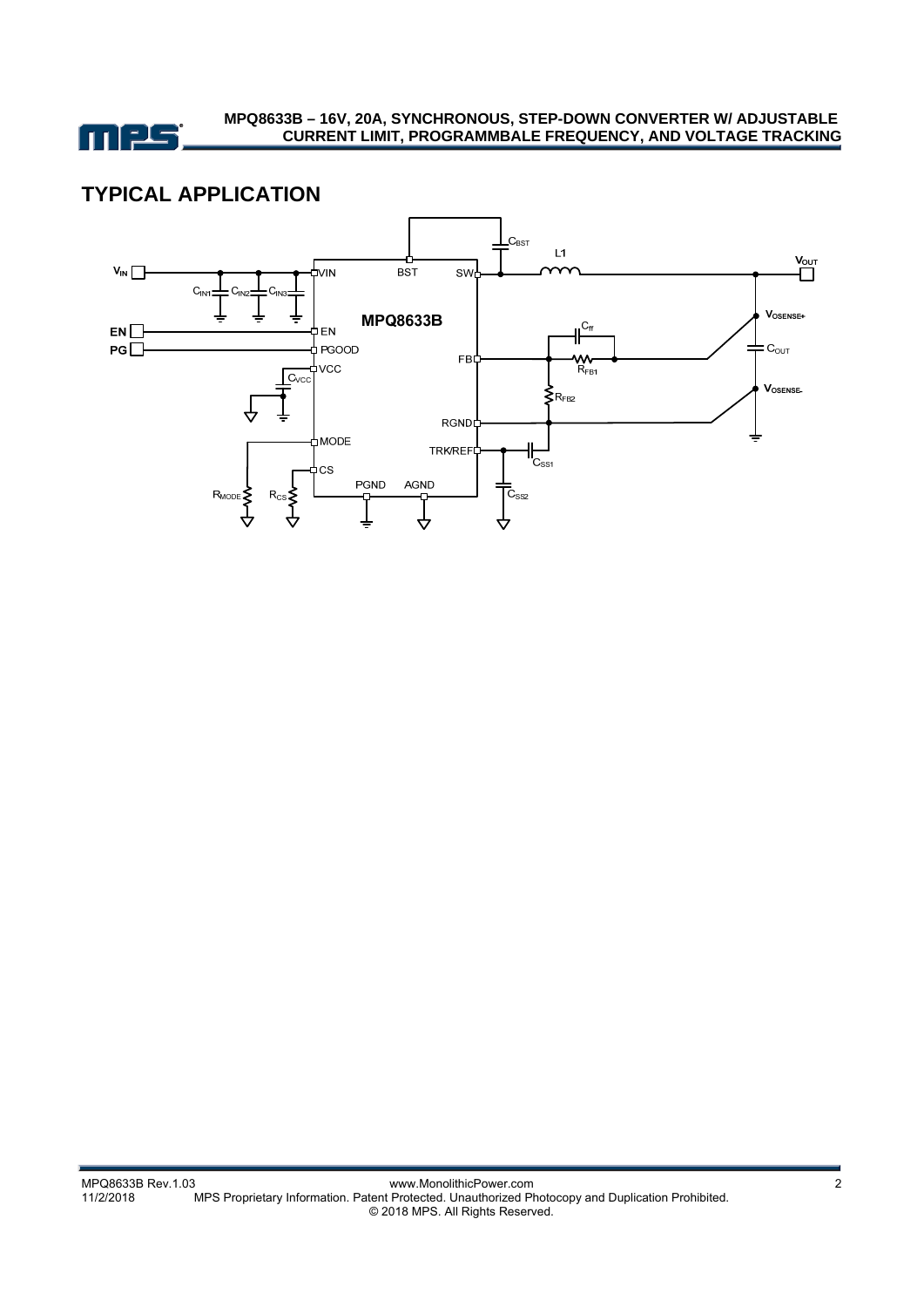## TYPICAL APPLICATION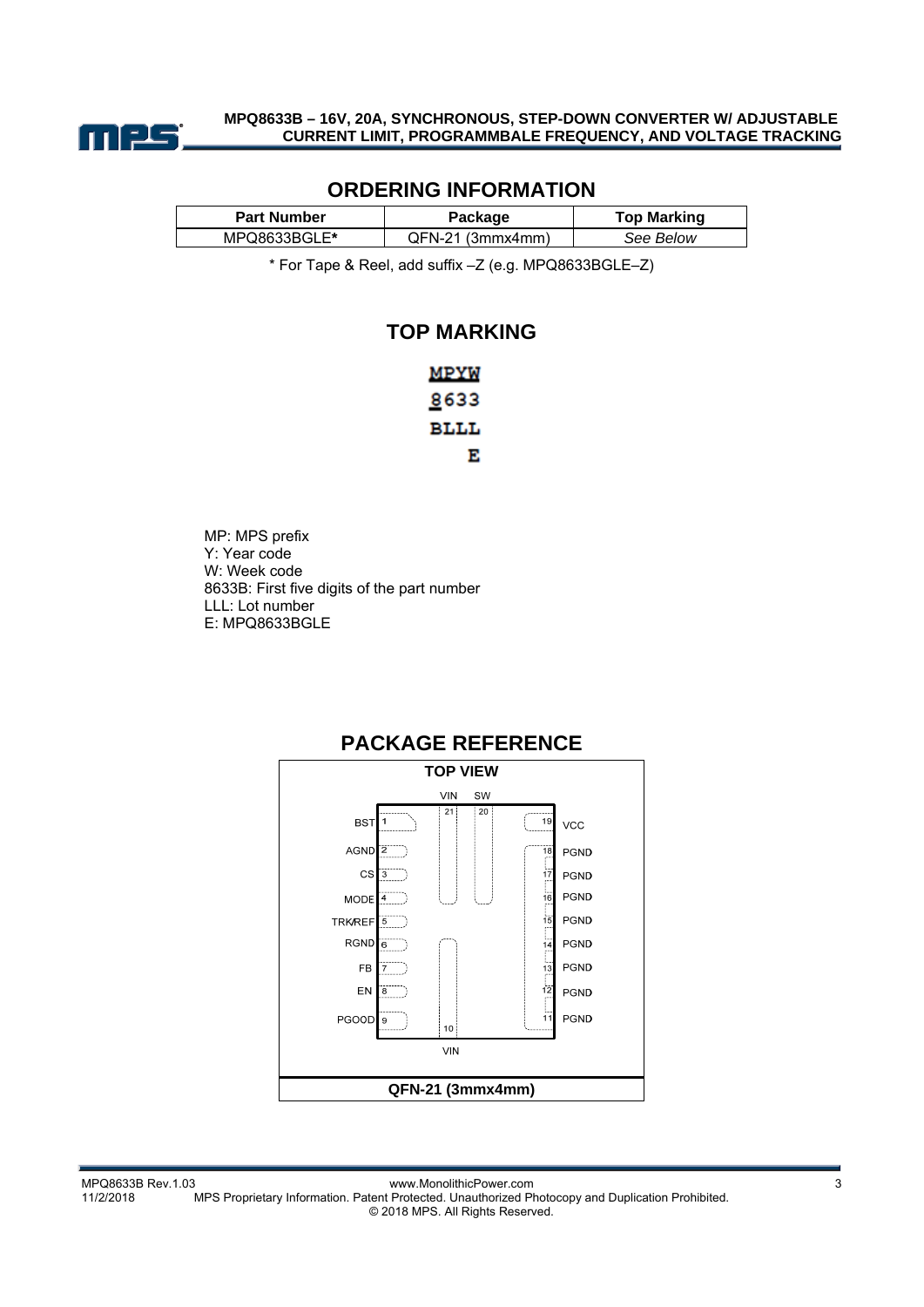## ORDERING INFORMATION

| Part Number | Package | Top Marking |
|---|---|---|
| MPQ8633BGLE* | QFN-21 (3mmx4mm) | *See Below* |

\* For Tape & Reel, add suffix –Z (e.g. MPQ8633BGLE–Z)

## TOP MARKING

MPYW
8633
BLLL
E

MP: MPS prefix
Y: Year code
W: Week code
8633B: First five digits of the part number
LLL: Lot number
E: MPQ8633BGLE

## PACKAGE REFERENCE

TOP VIEW

| Pin | Name | Pin | Name |
|---|---|---|---|
| 1 | BST | 19 | VCC |
| 2 | AGND | 18 | PGND |
| 3 | CS | 17 | PGND |
| 4 | MODE | 16 | PGND |
| 5 | TRK/REF | 15 | PGND |
| 6 | RGND | 14 | PGND |
| 7 | FB | 13 | PGND |
| 8 | EN | 12 | PGND |
| 9 | PGOOD | 11 | PGND |
| 10 | VIN | 20 | SW |
| 21 | VIN | | |

QFN-21 (3mmx4mm)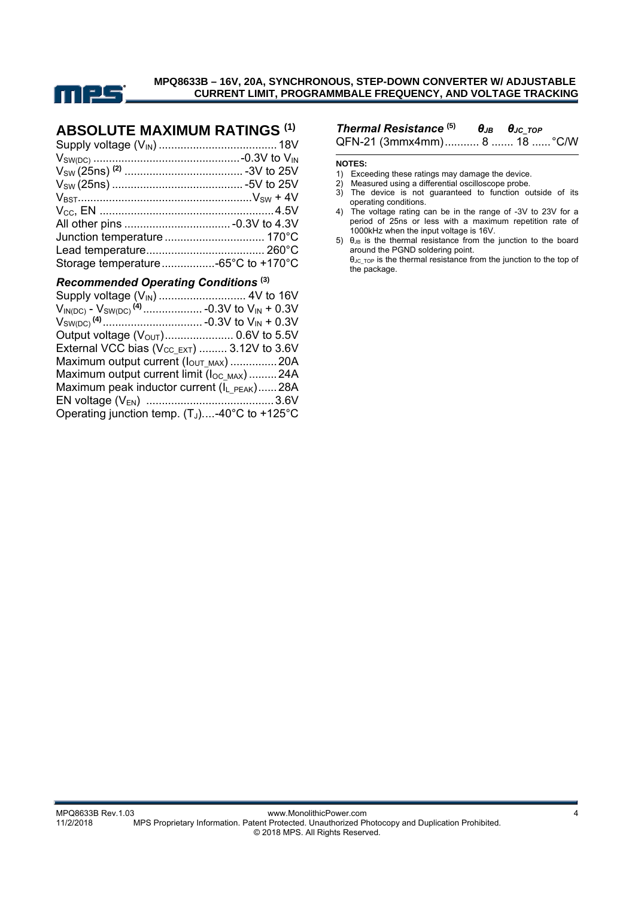## ABSOLUTE MAXIMUM RATINGS [1]

Supply voltage ($V_{IN}$) ...................................... 18V
$V_{SW(DC)}$ ............................................... -0.3V to $V_{IN}$
$V_{SW}$ (25ns) [2] ...................................... -3V to 25V
$V_{SW}$ (25ns) .......................................... -5V to 25V
$V_{BST}$ ........................................................ $V_{SW}$ + 4V
$V_{CC}$, EN ........................................................ 4.5V
All other pins .................................. -0.3V to 4.3V
Junction temperature ................................ 170°C
Lead temperature...................................... 260°C
Storage temperature .................-65°C to +170°C

### *Recommended Operating Conditions* [3]

Supply voltage ($V_{IN}$) ............................ 4V to 16V
$V_{IN(DC)}$ - $V_{SW(DC)}$ [4] ................... -0.3V to $V_{IN}$ + 0.3V
$V_{SW(DC)}$ [4] ................................ -0.3V to $V_{IN}$ + 0.3V
Output voltage ($V_{OUT}$) ...................... 0.6V to 5.5V
External VCC bias ($V_{CC\_EXT}$) ......... 3.12V to 3.6V
Maximum output current ($I_{OUT\_MAX}$) ............... 20A
Maximum output current limit ($I_{OC\_MAX}$) ......... 24A
Maximum peak inductor current ($I_{L\_PEAK}$) ...... 28A
EN voltage ($V_{EN}$) ......................................... 3.6V
Operating junction temp. ($T_J$)....-40°C to +125°C

| *Thermal Resistance* [5] | $\theta_{JB}$ | $\theta_{JC\_TOP}$ | |
|---|---|---|---|
| QFN-21 (3mmx4mm) | 8 | 18 | °C/W |

**NOTES:**

1) Exceeding these ratings may damage the device.
2) Measured using a differential oscilloscope probe.
3) The device is not guaranteed to function outside of its operating conditions.
4) The voltage rating can be in the range of -3V to 23V for a period of 25ns or less with a maximum repetition rate of 1000kHz when the input voltage is 16V.
5) $\theta_{JB}$ is the thermal resistance from the junction to the board around the PGND soldering point.
   $\theta_{JC\_TOP}$ is the thermal resistance from the junction to the top of the package.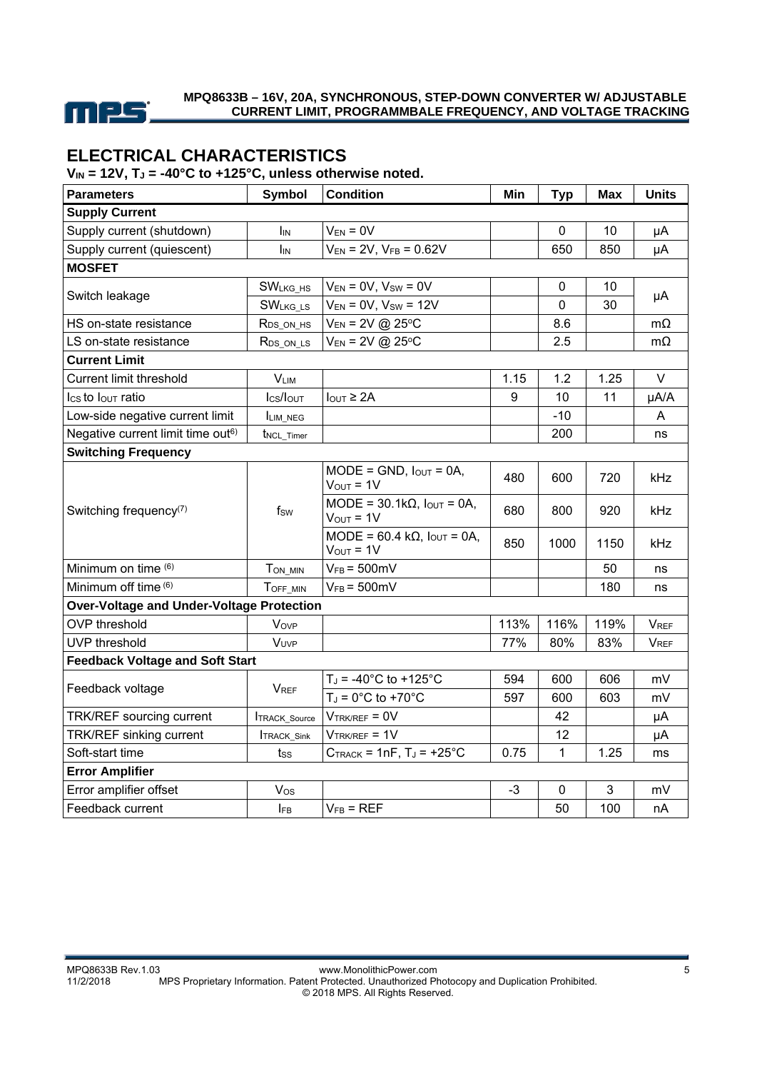## ELECTRICAL CHARACTERISTICS

**$V_{IN}$ = 12V, $T_J$ = -40°C to +125°C, unless otherwise noted.**

| Parameters | Symbol | Condition | Min | Typ | Max | Units |
|---|---|---|---|---|---|---|
| **Supply Current** | | | | | | |
| Supply current (shutdown) | $I_{IN}$ | $V_{EN}$ = 0V | | 0 | 10 | μA |
| Supply current (quiescent) | $I_{IN}$ | $V_{EN}$ = 2V, $V_{FB}$ = 0.62V | | 650 | 850 | μA |
| **MOSFET** | | | | | | |
| Switch leakage | $SW_{LKG\_HS}$ | $V_{EN}$ = 0V, $V_{SW}$ = 0V | | 0 | 10 | μA |
| | $SW_{LKG\_LS}$ | $V_{EN}$ = 0V, $V_{SW}$ = 12V | | 0 | 30 | |
| HS on-state resistance | $R_{DS\_ON\_HS}$ | $V_{EN}$ = 2V @ 25°C | | 8.6 | | mΩ |
| LS on-state resistance | $R_{DS\_ON\_LS}$ | $V_{EN}$ = 2V @ 25°C | | 2.5 | | mΩ |
| **Current Limit** | | | | | | |
| Current limit threshold | $V_{LIM}$ | | 1.15 | 1.2 | 1.25 | V |
| $I_{CS}$ to $I_{OUT}$ ratio | $I_{CS}/I_{OUT}$ | $I_{OUT}$ ≥ 2A | 9 | 10 | 11 | μA/A |
| Low-side negative current limit | $I_{LIM\_NEG}$ | | | -10 | | A |
| Negative current limit time out(6) | $t_{NCL\_Timer}$ | | | 200 | | ns |
| **Switching Frequency** | | | | | | |
| Switching frequency(7) | $f_{SW}$ | MODE = GND, $I_{OUT}$ = 0A, $V_{OUT}$ = 1V | 480 | 600 | 720 | kHz |
| | | MODE = 30.1kΩ, $I_{OUT}$ = 0A, $V_{OUT}$ = 1V | 680 | 800 | 920 | kHz |
| | | MODE = 60.4 kΩ, $I_{OUT}$ = 0A, $V_{OUT}$ = 1V | 850 | 1000 | 1150 | kHz |
| Minimum on time (6) | $T_{ON\_MIN}$ | $V_{FB}$ = 500mV | | | 50 | ns |
| Minimum off time (6) | $T_{OFF\_MIN}$ | $V_{FB}$ = 500mV | | | 180 | ns |
| **Over-Voltage and Under-Voltage Protection** | | | | | | |
| OVP threshold | $V_{OVP}$ | | 113% | 116% | 119% | $V_{REF}$ |
| UVP threshold | $V_{UVP}$ | | 77% | 80% | 83% | $V_{REF}$ |
| **Feedback Voltage and Soft Start** | | | | | | |
| Feedback voltage | $V_{REF}$ | $T_J$ = -40°C to +125°C | 594 | 600 | 606 | mV |
| | | $T_J$ = 0°C to +70°C | 597 | 600 | 603 | mV |
| TRK/REF sourcing current | $I_{TRACK\_Source}$ | $V_{TRK/REF}$ = 0V | | 42 | | μA |
| TRK/REF sinking current | $I_{TRACK\_Sink}$ | $V_{TRK/REF}$ = 1V | | 12 | | μA |
| Soft-start time | $t_{SS}$ | $C_{TRACK}$ = 1nF, $T_J$ = +25°C | 0.75 | 1 | 1.25 | ms |
| **Error Amplifier** | | | | | | |
| Error amplifier offset | $V_{OS}$ | | -3 | 0 | 3 | mV |
| Feedback current | $I_{FB}$ | $V_{FB}$ = REF | | 50 | 100 | nA |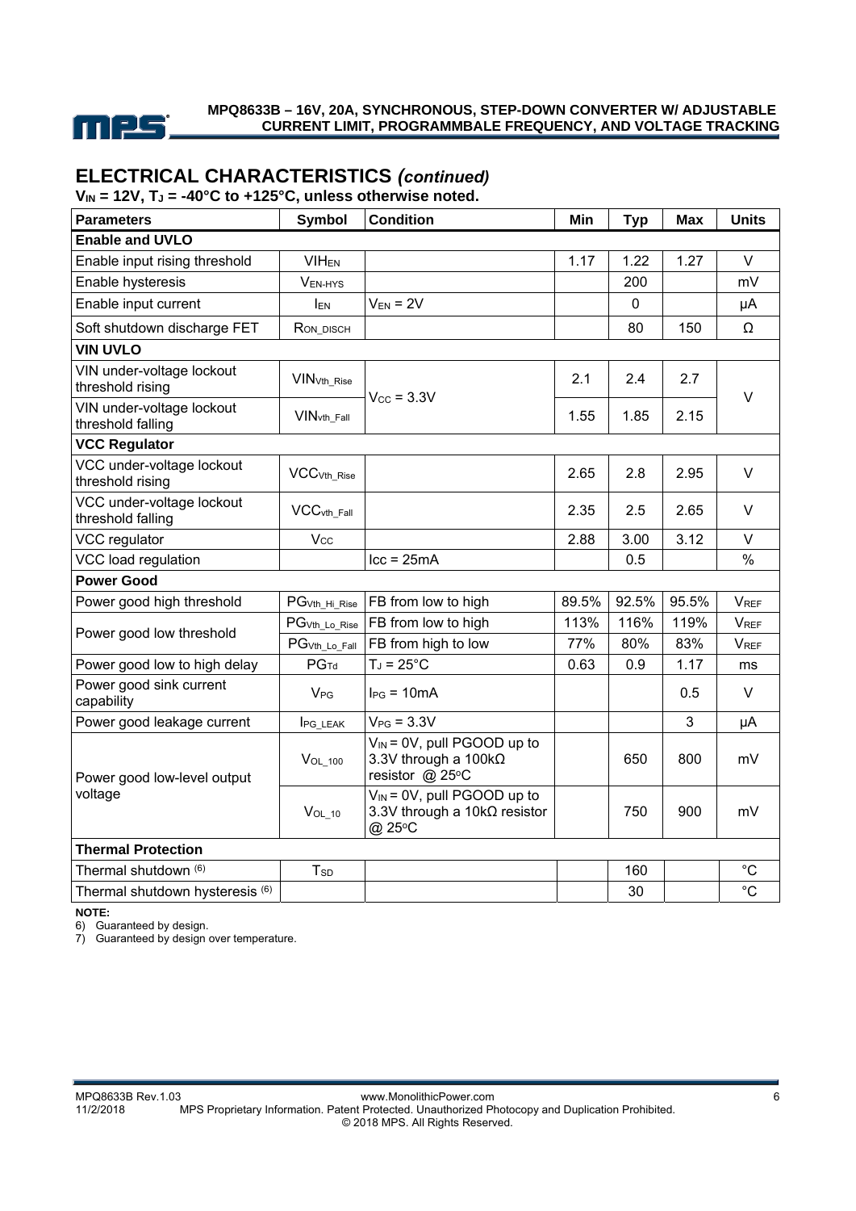## ELECTRICAL CHARACTERISTICS *(continued)*

**$V_{IN}$ = 12V, $T_J$ = -40°C to +125°C, unless otherwise noted.**

| Parameters | Symbol | Condition | Min | Typ | Max | Units |
|---|---|---|---|---|---|---|
| **Enable and UVLO** | | | | | | |
| Enable input rising threshold | $VIH_{EN}$ | | 1.17 | 1.22 | 1.27 | V |
| Enable hysteresis | $V_{EN\text{-}HYS}$ | | | 200 | | mV |
| Enable input current | $I_{EN}$ | $V_{EN}$ = 2V | | 0 | | μA |
| Soft shutdown discharge FET | $R_{ON\_DISCH}$ | | | 80 | 150 | Ω |
| **VIN UVLO** | | | | | | |
| VIN under-voltage lockout threshold rising | $VIN_{Vth\_Rise}$ | $V_{CC}$ = 3.3V | 2.1 | 2.4 | 2.7 | V |
| VIN under-voltage lockout threshold falling | $VIN_{vth\_Fall}$ | | 1.55 | 1.85 | 2.15 | |
| **VCC Regulator** | | | | | | |
| VCC under-voltage lockout threshold rising | $VCC_{Vth\_Rise}$ | | 2.65 | 2.8 | 2.95 | V |
| VCC under-voltage lockout threshold falling | $VCC_{vth\_Fall}$ | | 2.35 | 2.5 | 2.65 | V |
| VCC regulator | $V_{CC}$ | | 2.88 | 3.00 | 3.12 | V |
| VCC load regulation | | Icc = 25mA | | 0.5 | | % |
| **Power Good** | | | | | | |
| Power good high threshold | $PG_{Vth\_Hi\_Rise}$ | FB from low to high | 89.5% | 92.5% | 95.5% | $V_{REF}$ |
| Power good low threshold | $PG_{Vth\_Lo\_Rise}$ | FB from low to high | 113% | 116% | 119% | $V_{REF}$ |
| | $PG_{Vth\_Lo\_Fall}$ | FB from high to low | 77% | 80% | 83% | $V_{REF}$ |
| Power good low to high delay | $PG_{Td}$ | $T_J$ = 25°C | 0.63 | 0.9 | 1.17 | ms |
| Power good sink current capability | $V_{PG}$ | $I_{PG}$ = 10mA | | | 0.5 | V |
| Power good leakage current | $I_{PG\_LEAK}$ | $V_{PG}$ = 3.3V | | | 3 | μA |
| Power good low-level output voltage | $V_{OL\_100}$ | $V_{IN}$ = 0V, pull PGOOD up to 3.3V through a 100kΩ resistor @ 25°C | | 650 | 800 | mV |
| | $V_{OL\_10}$ | $V_{IN}$ = 0V, pull PGOOD up to 3.3V through a 10kΩ resistor @ 25°C | | 750 | 900 | mV |
| **Thermal Protection** | | | | | | |
| Thermal shutdown (6) | $T_{SD}$ | | | 160 | | °C |
| Thermal shutdown hysteresis (6) | | | | 30 | | °C |

**NOTE:**

6) Guaranteed by design.

7) Guaranteed by design over temperature.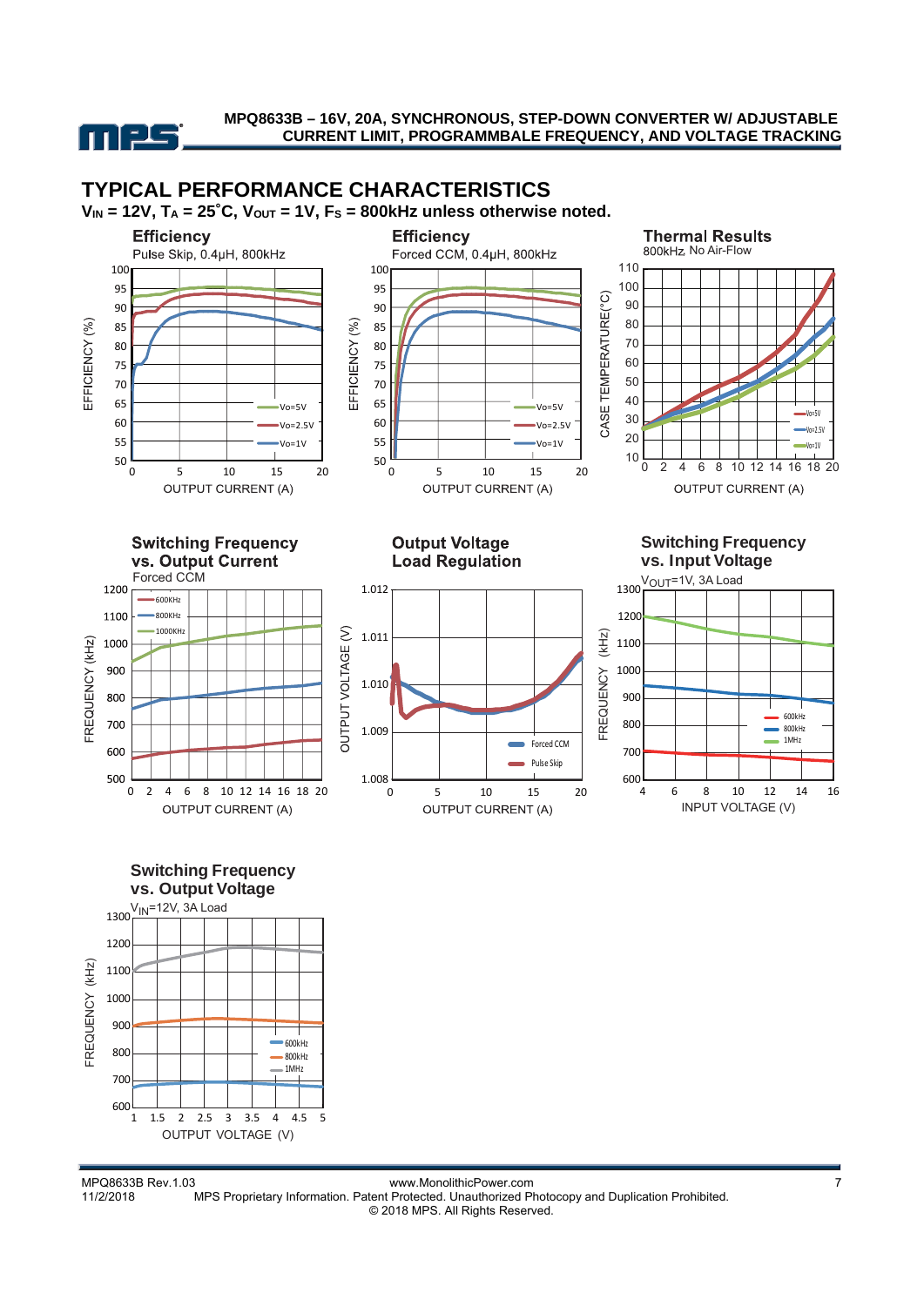## TYPICAL PERFORMANCE CHARACTERISTICS

**$V_{IN}$ = 12V, $T_A$ = 25°C, $V_{OUT}$ = 1V, $F_S$ = 800kHz unless otherwise noted.**

**Efficiency**
Pulse Skip, 0.4µH, 800kHz

EFFICIENCY (%) vs. OUTPUT CURRENT (A) — Vo=5V, Vo=2.5V, Vo=1V

**Efficiency**
Forced CCM, 0.4µH, 800kHz

EFFICIENCY (%) vs. OUTPUT CURRENT (A) — Vo=5V, Vo=2.5V, Vo=1V

**Thermal Results**
800kHz, No Air-Flow

CASE TEMPERATURE(°C) vs. OUTPUT CURRENT (A) — Vo=5V, Vo=2.5V, Vo=1V

**Switching Frequency vs. Output Current**
Forced CCM

FREQUENCY (kHz) vs. OUTPUT CURRENT (A) — 600KHz, 800KHz, 1000KHz

**Output Voltage Load Regulation**

OUTPUT VOLTAGE (V) vs. OUTPUT CURRENT (A) — Forced CCM, Pulse Skip

**Switching Frequency vs. Input Voltage**
$V_{OUT}$=1V, 3A Load

FREQUENCY (kHz) vs. INPUT VOLTAGE (V) — 600kHz, 800kHz, 1MHz

**Switching Frequency vs. Output Voltage**
$V_{IN}$=12V, 3A Load

FREQUENCY (kHz) vs. OUTPUT VOLTAGE (V) — 600kHz, 800kHz, 1MHz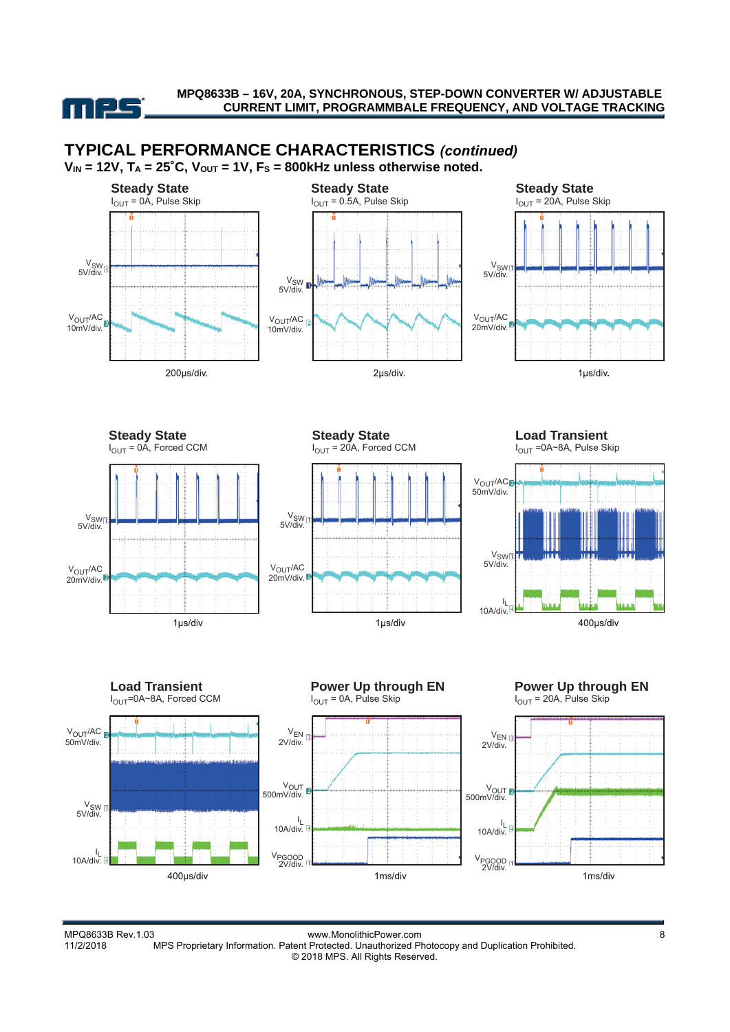## TYPICAL PERFORMANCE CHARACTERISTICS *(continued)*

**$V_{IN}$ = 12V, $T_A$ = 25°C, $V_{OUT}$ = 1V, $F_S$ = 800kHz unless otherwise noted.**

**Steady State**
$I_{OUT}$ = 0A, Pulse Skip

$V_{SW}$ 5V/div.
$V_{OUT}$/AC 10mV/div.
200μs/div.

**Steady State**
$I_{OUT}$ = 0.5A, Pulse Skip

$V_{SW}$ 5V/div.
$V_{OUT}$/AC 10mV/div.
2μs/div.

**Steady State**
$I_{OUT}$ = 20A, Pulse Skip

$V_{SW}$ 5V/div.
$V_{OUT}$/AC 20mV/div.
1μs/div.

**Steady State**
$I_{OUT}$ = 0A, Forced CCM

$V_{SW}$ 5V/div.
$V_{OUT}$/AC 20mV/div.
1μs/div

**Steady State**
$I_{OUT}$ = 20A, Forced CCM

$V_{SW}$ 5V/div.
$V_{OUT}$/AC 20mV/div.
1μs/div

**Load Transient**
$I_{OUT}$ =0A~8A, Pulse Skip

$V_{OUT}$/AC 50mV/div.
$V_{SW}$ 5V/div.
$I_L$ 10A/div.
400μs/div

**Load Transient**
$I_{OUT}$=0A~8A, Forced CCM

$V_{OUT}$/AC 50mV/div.
$V_{SW}$ 5V/div.
$I_L$ 10A/div.
400μs/div

**Power Up through EN**
$I_{OUT}$ = 0A, Pulse Skip

$V_{EN}$ 2V/div.
$V_{OUT}$ 500mV/div.
$I_L$ 10A/div.
$V_{PGOOD}$ 2V/div.
1ms/div

**Power Up through EN**
$I_{OUT}$ = 20A, Pulse Skip

$V_{EN}$ 2V/div.
$V_{OUT}$ 500mV/div.
$I_L$ 10A/div.
$V_{PGOOD}$ 2V/div.
1ms/div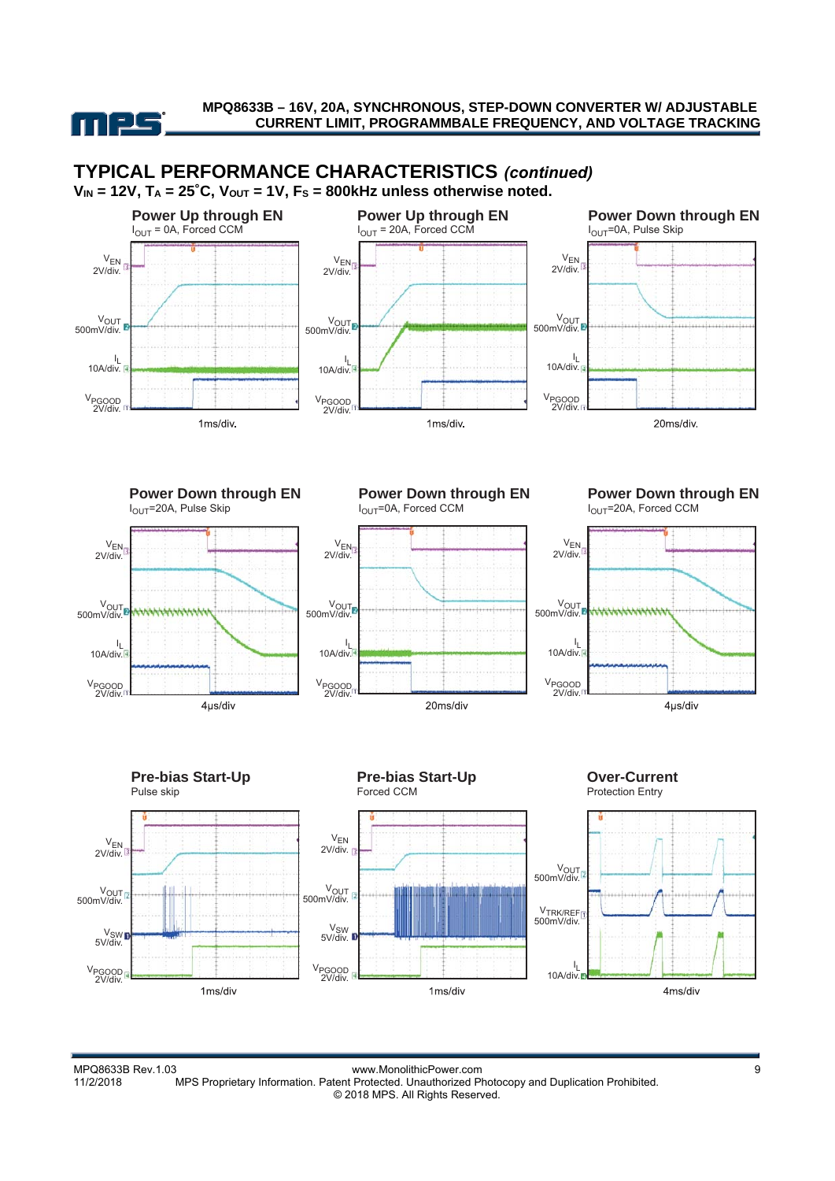## TYPICAL PERFORMANCE CHARACTERISTICS *(continued)*

**$V_{IN}$ = 12V, $T_A$ = 25°C, $V_{OUT}$ = 1V, $F_S$ = 800kHz unless otherwise noted.**

**Power Up through EN**
$I_{OUT}$ = 0A, Forced CCM

$V_{EN}$ 2V/div., $V_{OUT}$ 500mV/div., $I_L$ 10A/div., $V_{PGOOD}$ 2V/div.

1ms/div.

**Power Up through EN**
$I_{OUT}$ = 20A, Forced CCM

$V_{EN}$ 2V/div., $V_{OUT}$ 500mV/div., $I_L$ 10A/div., $V_{PGOOD}$ 2V/div.

1ms/div.

**Power Down through EN**
$I_{OUT}$=0A, Pulse Skip

$V_{EN}$ 2V/div., $V_{OUT}$ 500mV/div., $I_L$ 10A/div., $V_{PGOOD}$ 2V/div.

20ms/div.

**Power Down through EN**
$I_{OUT}$=20A, Pulse Skip

$V_{EN}$ 2V/div., $V_{OUT}$ 500mV/div., $I_L$ 10A/div., $V_{PGOOD}$ 2V/div.

4μs/div

**Power Down through EN**
$I_{OUT}$=0A, Forced CCM

$V_{EN}$ 2V/div., $V_{OUT}$ 500mV/div., $I_L$ 10A/div., $V_{PGOOD}$ 2V/div.

20ms/div

**Power Down through EN**
$I_{OUT}$=20A, Forced CCM

$V_{EN}$ 2V/div., $V_{OUT}$ 500mV/div., $I_L$ 10A/div., $V_{PGOOD}$ 2V/div.

4μs/div

**Pre-bias Start-Up**
Pulse skip

$V_{EN}$ 2V/div., $V_{OUT}$ 500mV/div., $V_{SW}$ 5V/div., $V_{PGOOD}$ 2V/div.

1ms/div

**Pre-bias Start-Up**
Forced CCM

$V_{EN}$ 2V/div., $V_{OUT}$ 500mV/div., $V_{SW}$ 5V/div., $V_{PGOOD}$ 2V/div.

1ms/div

**Over-Current**
Protection Entry

$V_{OUT}$ 500mV/div., $V_{TRK/REF}$ 500mV/div., $I_L$ 10A/div.

4ms/div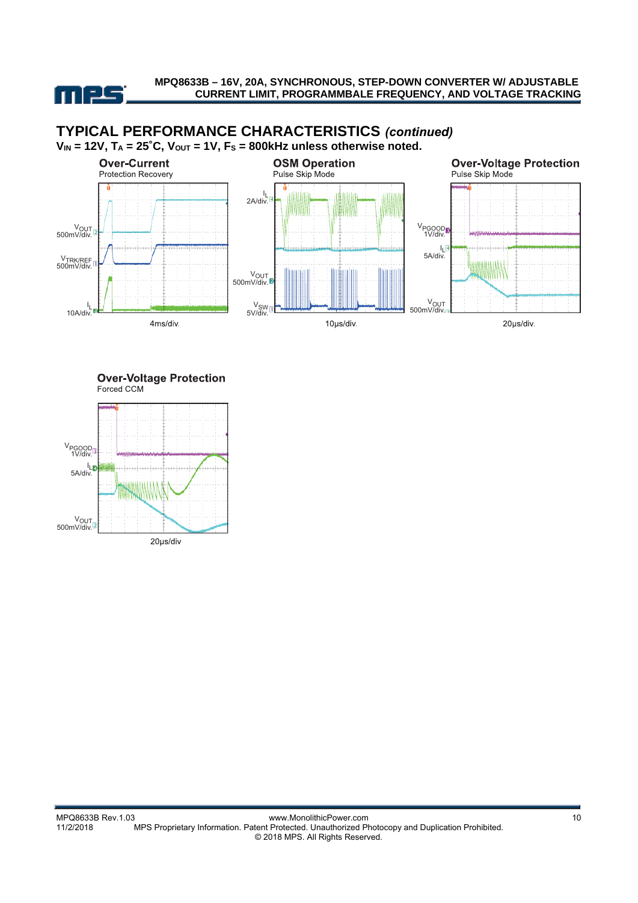## TYPICAL PERFORMANCE CHARACTERISTICS *(continued)*

**$V_{IN}$ = 12V, $T_A$ = 25°C, $V_{OUT}$ = 1V, $F_S$ = 800kHz unless otherwise noted.**

**Over-Current**
Protection Recovery

$V_{OUT}$ 500mV/div.
$V_{TRK/REF}$ 500mV/div.
$I_L$ 10A/div.
4ms/div.

**OSM Operation**
Pulse Skip Mode

$I_L$ 2A/div.
$V_{OUT}$ 500mV/div.
$V_{SW}$ 5V/div.
10µs/div.

**Over-Voltage Protection**
Pulse Skip Mode

$V_{PGOOD}$ 1V/div.
$I_L$ 5A/div.
$V_{OUT}$ 500mV/div.
20µs/div.

**Over-Voltage Protection**
Forced CCM

$V_{PGOOD}$ 1V/div.
$I_L$ 5A/div.
$V_{OUT}$ 500mV/div.
20µs/div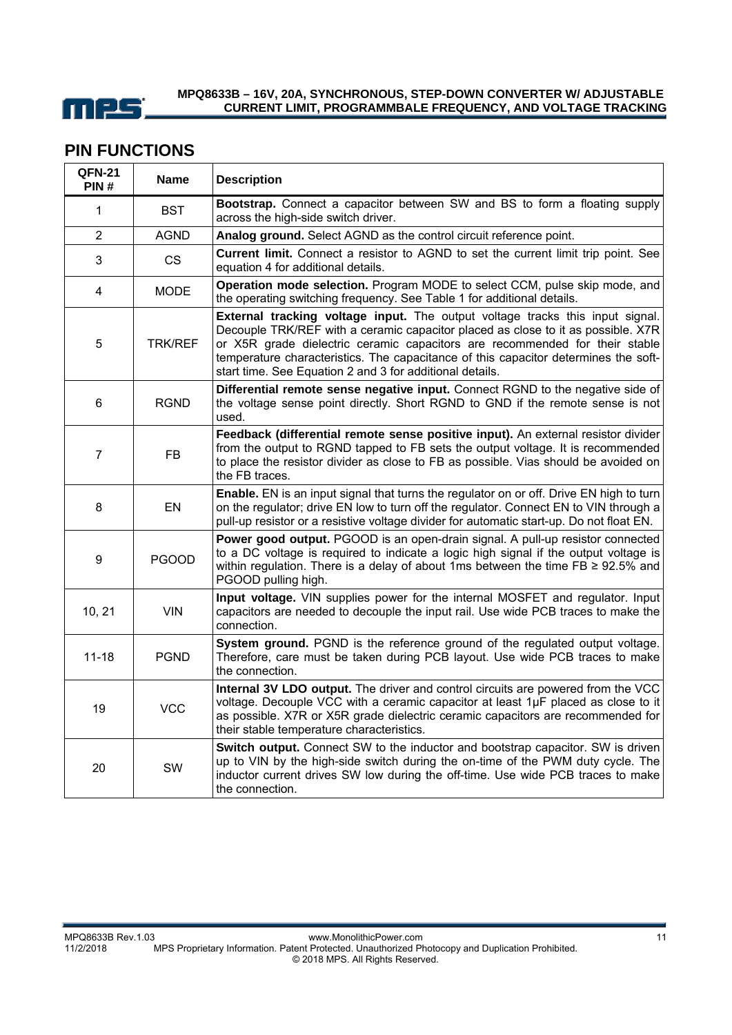## PIN FUNCTIONS

| QFN-21 PIN # | Name | Description |
|---|---|---|
| 1 | BST | **Bootstrap.** Connect a capacitor between SW and BS to form a floating supply across the high-side switch driver. |
| 2 | AGND | **Analog ground.** Select AGND as the control circuit reference point. |
| 3 | CS | **Current limit.** Connect a resistor to AGND to set the current limit trip point. See equation 4 for additional details. |
| 4 | MODE | **Operation mode selection.** Program MODE to select CCM, pulse skip mode, and the operating switching frequency. See Table 1 for additional details. |
| 5 | TRK/REF | **External tracking voltage input.** The output voltage tracks this input signal. Decouple TRK/REF with a ceramic capacitor placed as close to it as possible. X7R or X5R grade dielectric ceramic capacitors are recommended for their stable temperature characteristics. The capacitance of this capacitor determines the soft-start time. See Equation 2 and 3 for additional details. |
| 6 | RGND | **Differential remote sense negative input.** Connect RGND to the negative side of the voltage sense point directly. Short RGND to GND if the remote sense is not used. |
| 7 | FB | **Feedback (differential remote sense positive input).** An external resistor divider from the output to RGND tapped to FB sets the output voltage. It is recommended to place the resistor divider as close to FB as possible. Vias should be avoided on the FB traces. |
| 8 | EN | **Enable.** EN is an input signal that turns the regulator on or off. Drive EN high to turn on the regulator; drive EN low to turn off the regulator. Connect EN to VIN through a pull-up resistor or a resistive voltage divider for automatic start-up. Do not float EN. |
| 9 | PGOOD | **Power good output.** PGOOD is an open-drain signal. A pull-up resistor connected to a DC voltage is required to indicate a logic high signal if the output voltage is within regulation. There is a delay of about 1ms between the time FB ≥ 92.5% and PGOOD pulling high. |
| 10, 21 | VIN | **Input voltage.** VIN supplies power for the internal MOSFET and regulator. Input capacitors are needed to decouple the input rail. Use wide PCB traces to make the connection. |
| 11-18 | PGND | **System ground.** PGND is the reference ground of the regulated output voltage. Therefore, care must be taken during PCB layout. Use wide PCB traces to make the connection. |
| 19 | VCC | **Internal 3V LDO output.** The driver and control circuits are powered from the VCC voltage. Decouple VCC with a ceramic capacitor at least 1µF placed as close to it as possible. X7R or X5R grade dielectric ceramic capacitors are recommended for their stable temperature characteristics. |
| 20 | SW | **Switch output.** Connect SW to the inductor and bootstrap capacitor. SW is driven up to VIN by the high-side switch during the on-time of the PWM duty cycle. The inductor current drives SW low during the off-time. Use wide PCB traces to make the connection. |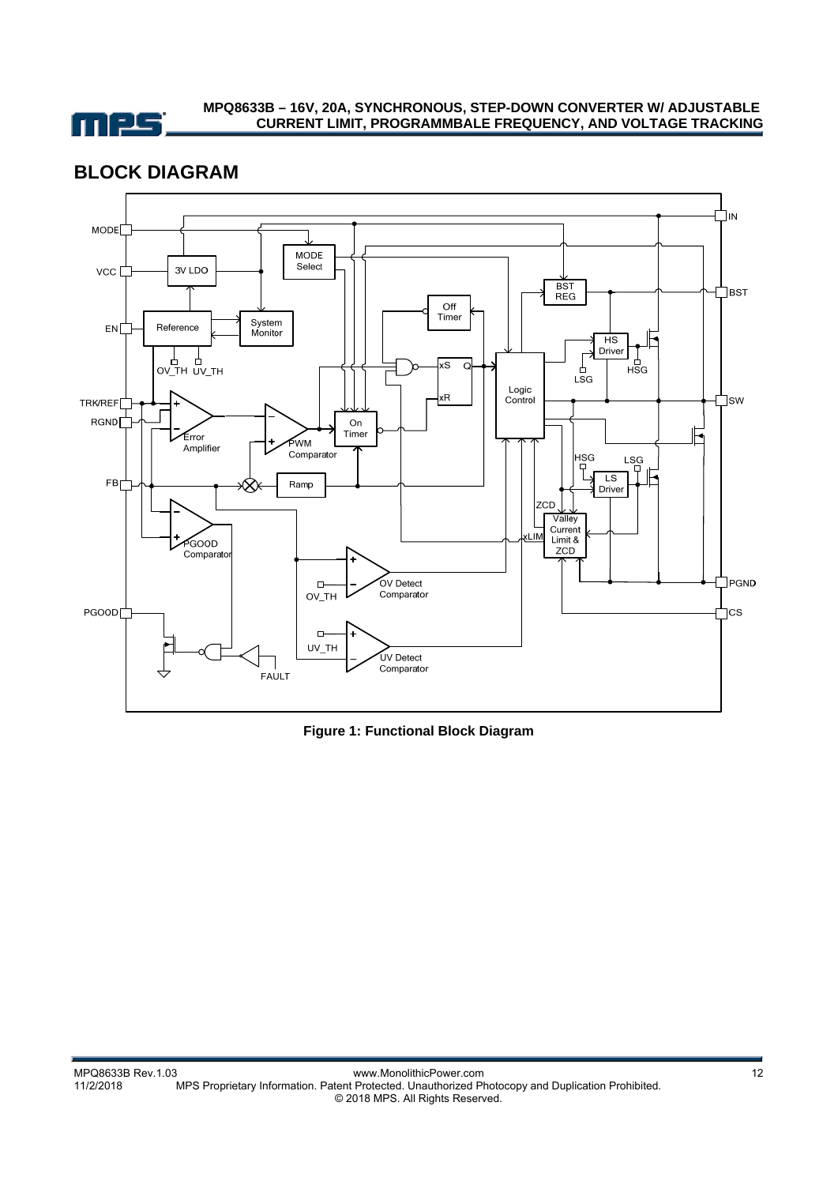## BLOCK DIAGRAM

**Figure 1: Functional Block Diagram**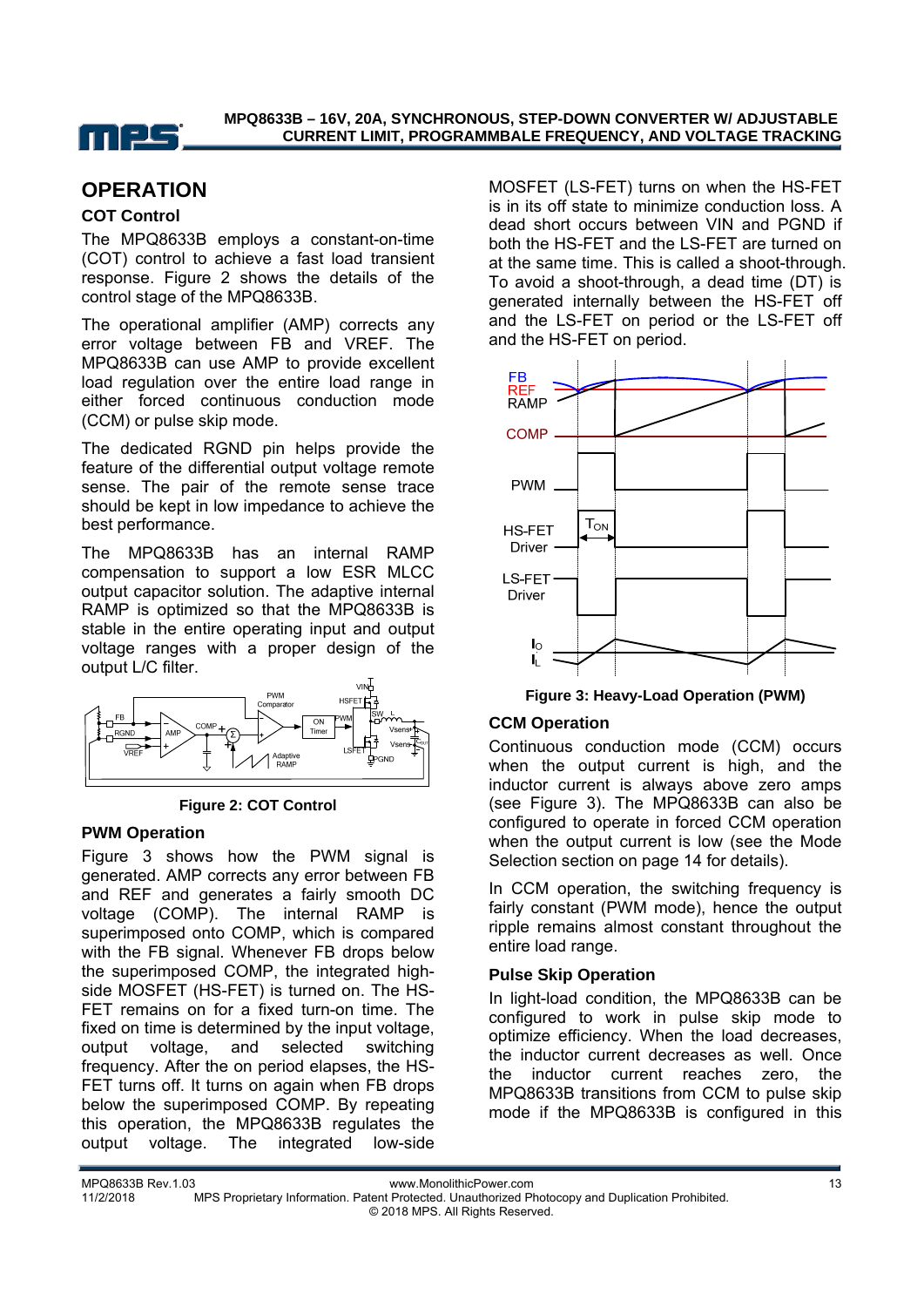## OPERATION

### COT Control

The MPQ8633B employs a constant-on-time (COT) control to achieve a fast load transient response. Figure 2 shows the details of the control stage of the MPQ8633B.

The operational amplifier (AMP) corrects any error voltage between FB and VREF. The MPQ8633B can use AMP to provide excellent load regulation over the entire load range in either forced continuous conduction mode (CCM) or pulse skip mode.

The dedicated RGND pin helps provide the feature of the differential output voltage remote sense. The pair of the remote sense trace should be kept in low impedance to achieve the best performance.

The MPQ8633B has an internal RAMP compensation to support a low ESR MLCC output capacitor solution. The adaptive internal RAMP is optimized so that the MPQ8633B is stable in the entire operating input and output voltage ranges with a proper design of the output L/C filter.

**Figure 2: COT Control**

### PWM Operation

Figure 3 shows how the PWM signal is generated. AMP corrects any error between FB and REF and generates a fairly smooth DC voltage (COMP). The internal RAMP is superimposed onto COMP, which is compared with the FB signal. Whenever FB drops below the superimposed COMP, the integrated high-side MOSFET (HS-FET) is turned on. The HS-FET remains on for a fixed turn-on time. The fixed on time is determined by the input voltage, output voltage, and selected switching frequency. After the on period elapses, the HS-FET turns off. It turns on again when FB drops below the superimposed COMP. By repeating this operation, the MPQ8633B regulates the output voltage. The integrated low-side MOSFET (LS-FET) turns on when the HS-FET is in its off state to minimize conduction loss. A dead short occurs between VIN and PGND if both the HS-FET and the LS-FET are turned on at the same time. This is called a shoot-through. To avoid a shoot-through, a dead time (DT) is generated internally between the HS-FET off and the LS-FET on period or the LS-FET off and the HS-FET on period.

**Figure 3: Heavy-Load Operation (PWM)**

### CCM Operation

Continuous conduction mode (CCM) occurs when the output current is high, and the inductor current is always above zero amps (see Figure 3). The MPQ8633B can also be configured to operate in forced CCM operation when the output current is low (see the Mode Selection section on page 14 for details).

In CCM operation, the switching frequency is fairly constant (PWM mode), hence the output ripple remains almost constant throughout the entire load range.

### Pulse Skip Operation

In light-load condition, the MPQ8633B can be configured to work in pulse skip mode to optimize efficiency. When the load decreases, the inductor current decreases as well. Once the inductor current reaches zero, the MPQ8633B transitions from CCM to pulse skip mode if the MPQ8633B is configured in this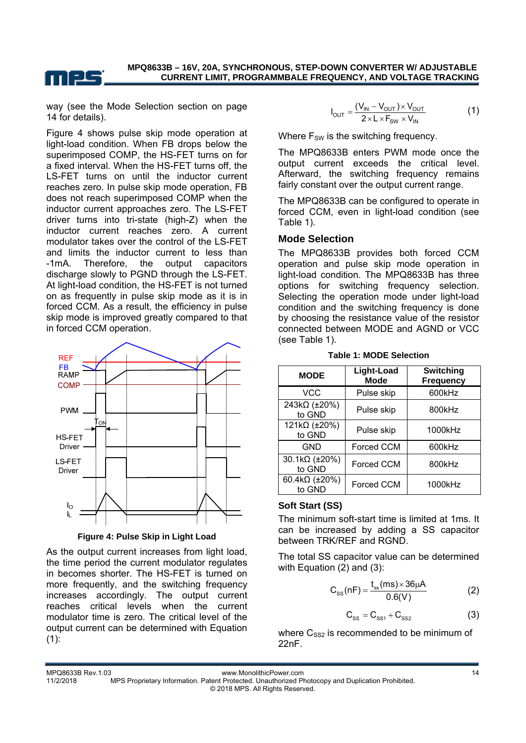way (see the Mode Selection section on page 14 for details).

Figure 4 shows pulse skip mode operation at light-load condition. When FB drops below the superimposed COMP, the HS-FET turns on for a fixed interval. When the HS-FET turns off, the LS-FET turns on until the inductor current reaches zero. In pulse skip mode operation, FB does not reach superimposed COMP when the inductor current approaches zero. The LS-FET driver turns into tri-state (high-Z) when the inductor current reaches zero. A current modulator takes over the control of the LS-FET and limits the inductor current to less than -1mA. Therefore, the output capacitors discharge slowly to PGND through the LS-FET. At light-load condition, the HS-FET is not turned on as frequently in pulse skip mode as it is in forced CCM. As a result, the efficiency in pulse skip mode is improved greatly compared to that in forced CCM operation.

**Figure 4: Pulse Skip in Light Load**

As the output current increases from light load, the time period the current modulator regulates in becomes shorter. The HS-FET is turned on more frequently, and the switching frequency increases accordingly. The output current reaches critical levels when the current modulator time is zero. The critical level of the output current can be determined with Equation (1):

$$I_{OUT} = \frac{(V_{IN} - V_{OUT}) \times V_{OUT}}{2 \times L \times F_{SW} \times V_{IN}} \quad (1)$$

Where $F_{SW}$ is the switching frequency.

The MPQ8633B enters PWM mode once the output current exceeds the critical level. Afterward, the switching frequency remains fairly constant over the output current range.

The MPQ8633B can be configured to operate in forced CCM, even in light-load condition (see Table 1).

## Mode Selection

The MPQ8633B provides both forced CCM operation and pulse skip mode operation in light-load condition. The MPQ8633B has three options for switching frequency selection. Selecting the operation mode under light-load condition and the switching frequency is done by choosing the resistance value of the resistor connected between MODE and AGND or VCC (see Table 1).

**Table 1: MODE Selection**

| MODE | Light-Load Mode | Switching Frequency |
|---|---|---|
| VCC | Pulse skip | 600kHz |
| 243kΩ (±20%) to GND | Pulse skip | 800kHz |
| 121kΩ (±20%) to GND | Pulse skip | 1000kHz |
| GND | Forced CCM | 600kHz |
| 30.1kΩ (±20%) to GND | Forced CCM | 800kHz |
| 60.4kΩ (±20%) to GND | Forced CCM | 1000kHz |

### Soft Start (SS)

The minimum soft-start time is limited at 1ms. It can be increased by adding a SS capacitor between TRK/REF and RGND.

The total SS capacitor value can be determined with Equation (2) and (3):

$$C_{SS}(nF) = \frac{t_{ss}(ms) \times 36\mu A}{0.6(V)} \quad (2)$$

$$C_{SS} = C_{SS1} + C_{SS2} \quad (3)$$

where $C_{SS2}$ is recommended to be minimum of 22nF.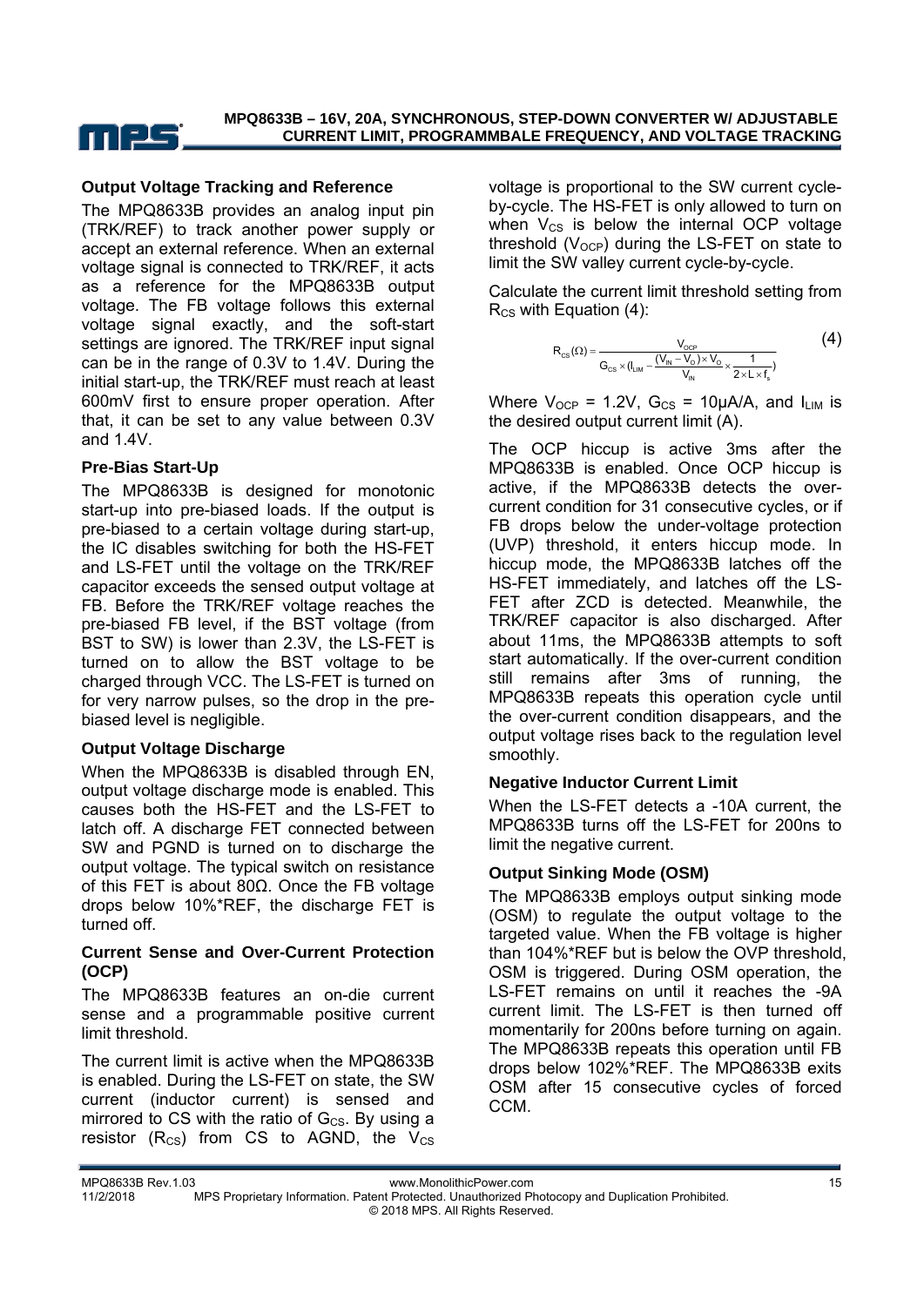### Output Voltage Tracking and Reference

The MPQ8633B provides an analog input pin (TRK/REF) to track another power supply or accept an external reference. When an external voltage signal is connected to TRK/REF, it acts as a reference for the MPQ8633B output voltage. The FB voltage follows this external voltage signal exactly, and the soft-start settings are ignored. The TRK/REF input signal can be in the range of 0.3V to 1.4V. During the initial start-up, the TRK/REF must reach at least 600mV first to ensure proper operation. After that, it can be set to any value between 0.3V and 1.4V.

### Pre-Bias Start-Up

The MPQ8633B is designed for monotonic start-up into pre-biased loads. If the output is pre-biased to a certain voltage during start-up, the IC disables switching for both the HS-FET and LS-FET until the voltage on the TRK/REF capacitor exceeds the sensed output voltage at FB. Before the TRK/REF voltage reaches the pre-biased FB level, if the BST voltage (from BST to SW) is lower than 2.3V, the LS-FET is turned on to allow the BST voltage to be charged through VCC. The LS-FET is turned on for very narrow pulses, so the drop in the pre-biased level is negligible.

### Output Voltage Discharge

When the MPQ8633B is disabled through EN, output voltage discharge mode is enabled. This causes both the HS-FET and the LS-FET to latch off. A discharge FET connected between SW and PGND is turned on to discharge the output voltage. The typical switch on resistance of this FET is about 80Ω. Once the FB voltage drops below 10%*REF, the discharge FET is turned off.

### Current Sense and Over-Current Protection (OCP)

The MPQ8633B features an on-die current sense and a programmable positive current limit threshold.

The current limit is active when the MPQ8633B is enabled. During the LS-FET on state, the SW current (inductor current) is sensed and mirrored to CS with the ratio of $G_{CS}$. By using a resistor ($R_{CS}$) from CS to AGND, the $V_{CS}$ voltage is proportional to the SW current cycle-by-cycle. The HS-FET is only allowed to turn on when $V_{CS}$ is below the internal OCP voltage threshold ($V_{OCP}$) during the LS-FET on state to limit the SW valley current cycle-by-cycle.

Calculate the current limit threshold setting from $R_{CS}$ with Equation (4):

$$R_{CS}(\Omega) = \frac{V_{OCP}}{G_{CS} \times (I_{LIM} - \frac{(V_{IN} - V_O) \times V_O}{V_{IN}} \times \frac{1}{2 \times L \times f_s})} \quad (4)$$

Where $V_{OCP}$ = 1.2V, $G_{CS}$ = 10µA/A, and $I_{LIM}$ is the desired output current limit (A).

The OCP hiccup is active 3ms after the MPQ8633B is enabled. Once OCP hiccup is active, if the MPQ8633B detects the over-current condition for 31 consecutive cycles, or if FB drops below the under-voltage protection (UVP) threshold, it enters hiccup mode. In hiccup mode, the MPQ8633B latches off the HS-FET immediately, and latches off the LS-FET after ZCD is detected. Meanwhile, the TRK/REF capacitor is also discharged. After about 11ms, the MPQ8633B attempts to soft start automatically. If the over-current condition still remains after 3ms of running, the MPQ8633B repeats this operation cycle until the over-current condition disappears, and the output voltage rises back to the regulation level smoothly.

### Negative Inductor Current Limit

When the LS-FET detects a -10A current, the MPQ8633B turns off the LS-FET for 200ns to limit the negative current.

### Output Sinking Mode (OSM)

The MPQ8633B employs output sinking mode (OSM) to regulate the output voltage to the targeted value. When the FB voltage is higher than 104%*REF but is below the OVP threshold, OSM is triggered. During OSM operation, the LS-FET remains on until it reaches the -9A current limit. The LS-FET is then turned off momentarily for 200ns before turning on again. The MPQ8633B repeats this operation until FB drops below 102%*REF. The MPQ8633B exits OSM after 15 consecutive cycles of forced CCM.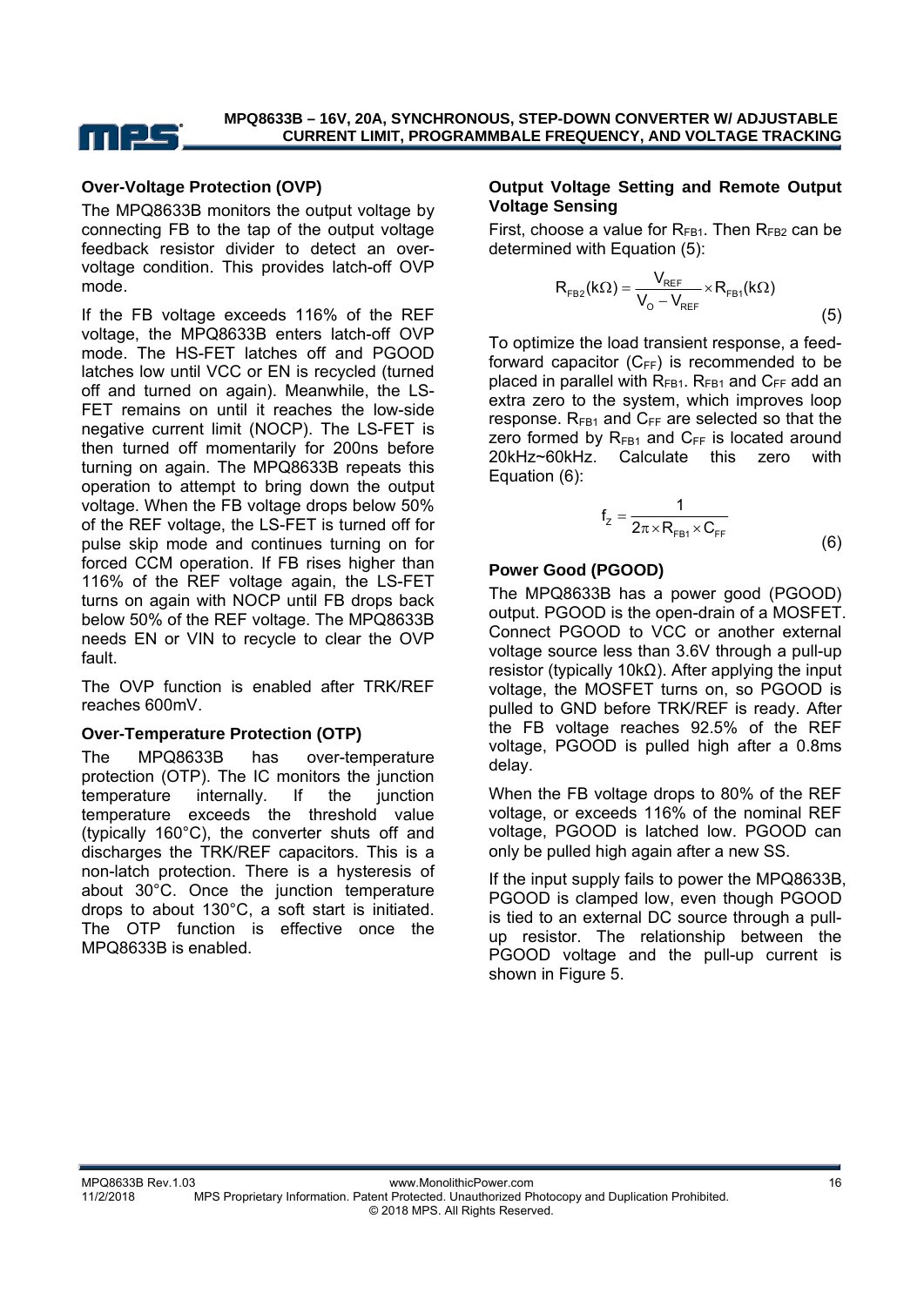### Over-Voltage Protection (OVP)

The MPQ8633B monitors the output voltage by connecting FB to the tap of the output voltage feedback resistor divider to detect an over-voltage condition. This provides latch-off OVP mode.

If the FB voltage exceeds 116% of the REF voltage, the MPQ8633B enters latch-off OVP mode. The HS-FET latches off and PGOOD latches low until VCC or EN is recycled (turned off and turned on again). Meanwhile, the LS-FET remains on until it reaches the low-side negative current limit (NOCP). The LS-FET is then turned off momentarily for 200ns before turning on again. The MPQ8633B repeats this operation to attempt to bring down the output voltage. When the FB voltage drops below 50% of the REF voltage, the LS-FET is turned off for pulse skip mode and continues turning on for forced CCM operation. If FB rises higher than 116% of the REF voltage again, the LS-FET turns on again with NOCP until FB drops back below 50% of the REF voltage. The MPQ8633B needs EN or VIN to recycle to clear the OVP fault.

The OVP function is enabled after TRK/REF reaches 600mV.

### Over-Temperature Protection (OTP)

The MPQ8633B has over-temperature protection (OTP). The IC monitors the junction temperature internally. If the junction temperature exceeds the threshold value (typically 160°C), the converter shuts off and discharges the TRK/REF capacitors. This is a non-latch protection. There is a hysteresis of about 30°C. Once the junction temperature drops to about 130°C, a soft start is initiated. The OTP function is effective once the MPQ8633B is enabled.

### Output Voltage Setting and Remote Output Voltage Sensing

First, choose a value for $R_{FB1}$. Then $R_{FB2}$ can be determined with Equation (5):

$$R_{FB2}(k\Omega) = \frac{V_{REF}}{V_O - V_{REF}} \times R_{FB1}(k\Omega) \quad (5)$$

To optimize the load transient response, a feed-forward capacitor ($C_{FF}$) is recommended to be placed in parallel with $R_{FB1}$. $R_{FB1}$ and $C_{FF}$ add an extra zero to the system, which improves loop response. $R_{FB1}$ and $C_{FF}$ are selected so that the zero formed by $R_{FB1}$ and $C_{FF}$ is located around 20kHz~60kHz. Calculate this zero with Equation (6):

$$f_Z = \frac{1}{2\pi \times R_{FB1} \times C_{FF}} \quad (6)$$

### Power Good (PGOOD)

The MPQ8633B has a power good (PGOOD) output. PGOOD is the open-drain of a MOSFET. Connect PGOOD to VCC or another external voltage source less than 3.6V through a pull-up resistor (typically 10kΩ). After applying the input voltage, the MOSFET turns on, so PGOOD is pulled to GND before TRK/REF is ready. After the FB voltage reaches 92.5% of the REF voltage, PGOOD is pulled high after a 0.8ms delay.

When the FB voltage drops to 80% of the REF voltage, or exceeds 116% of the nominal REF voltage, PGOOD is latched low. PGOOD can only be pulled high again after a new SS.

If the input supply fails to power the MPQ8633B, PGOOD is clamped low, even though PGOOD is tied to an external DC source through a pull-up resistor. The relationship between the PGOOD voltage and the pull-up current is shown in Figure 5.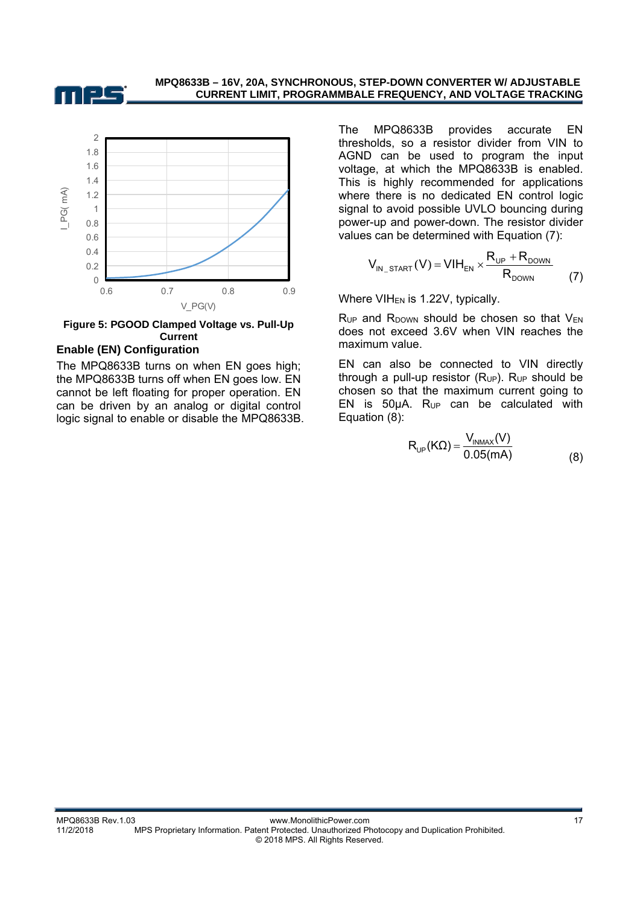Figure 5: PGOOD Clamped Voltage vs. Pull-Up Current

### Enable (EN) Configuration

The MPQ8633B turns on when EN goes high; the MPQ8633B turns off when EN goes low. EN cannot be left floating for proper operation. EN can be driven by an analog or digital control logic signal to enable or disable the MPQ8633B.

The MPQ8633B provides accurate EN thresholds, so a resistor divider from VIN to AGND can be used to program the input voltage, at which the MPQ8633B is enabled. This is highly recommended for applications where there is no dedicated EN control logic signal to avoid possible UVLO bouncing during power-up and power-down. The resistor divider values can be determined with Equation (7):

$$V_{IN\_START}(V) = VIH_{EN} \times \frac{R_{UP} + R_{DOWN}}{R_{DOWN}} \qquad (7)$$

Where $VIH_{EN}$ is 1.22V, typically.

$R_{UP}$ and $R_{DOWN}$ should be chosen so that $V_{EN}$ does not exceed 3.6V when VIN reaches the maximum value.

EN can also be connected to VIN directly through a pull-up resistor ($R_{UP}$). $R_{UP}$ should be chosen so that the maximum current going to EN is 50μA. $R_{UP}$ can be calculated with Equation (8):

$$R_{UP}(K\Omega) = \frac{V_{INMAX}(V)}{0.05(mA)} \qquad (8)$$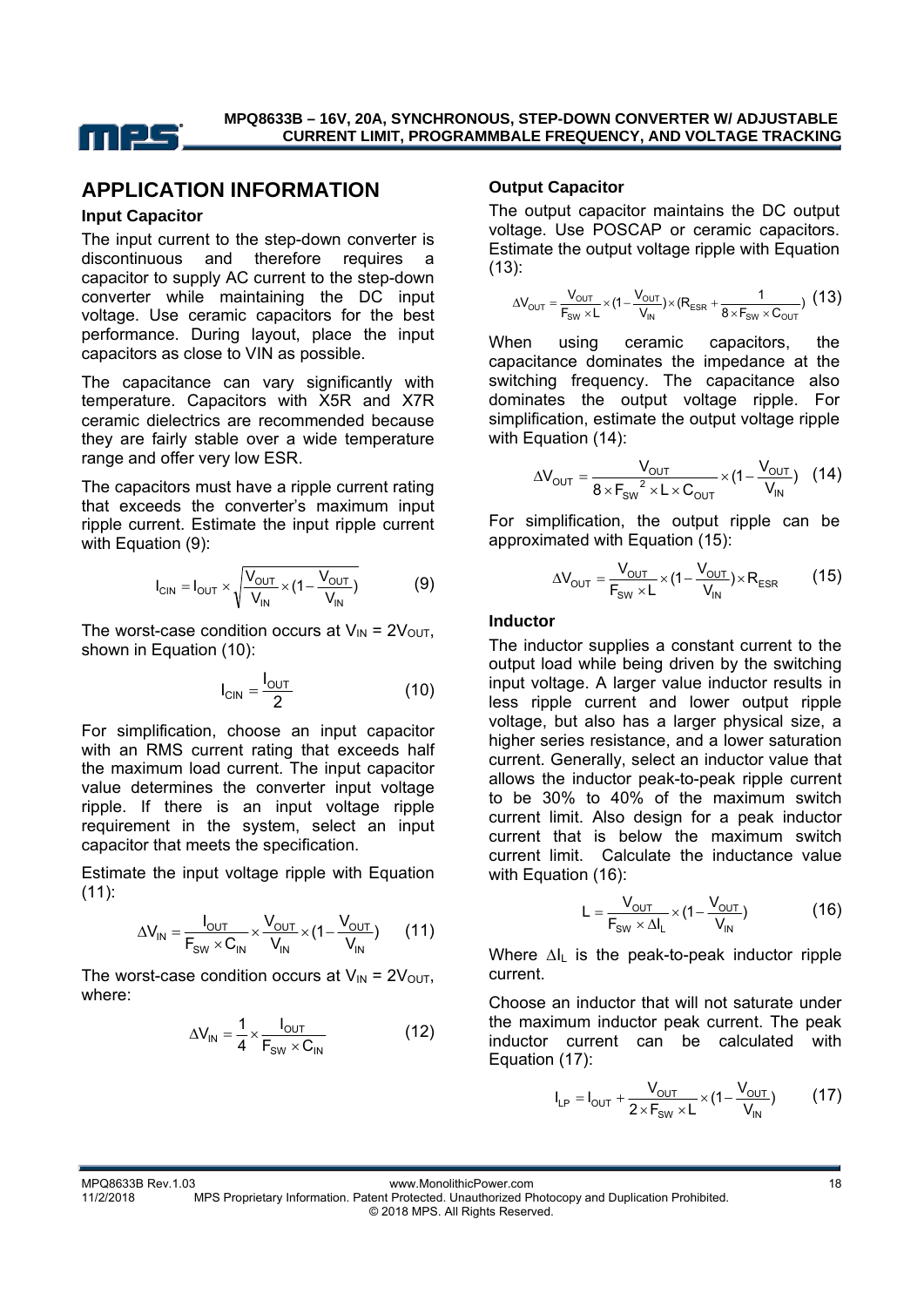## APPLICATION INFORMATION

### Input Capacitor

The input current to the step-down converter is discontinuous and therefore requires a capacitor to supply AC current to the step-down converter while maintaining the DC input voltage. Use ceramic capacitors for the best performance. During layout, place the input capacitors as close to VIN as possible.

The capacitance can vary significantly with temperature. Capacitors with X5R and X7R ceramic dielectrics are recommended because they are fairly stable over a wide temperature range and offer very low ESR.

The capacitors must have a ripple current rating that exceeds the converter's maximum input ripple current. Estimate the input ripple current with Equation (9):

$$I_{CIN} = I_{OUT} \times \sqrt{\frac{V_{OUT}}{V_{IN}} \times (1 - \frac{V_{OUT}}{V_{IN}})} \quad (9)$$

The worst-case condition occurs at $V_{IN} = 2V_{OUT}$, shown in Equation (10):

$$I_{CIN} = \frac{I_{OUT}}{2} \quad (10)$$

For simplification, choose an input capacitor with an RMS current rating that exceeds half the maximum load current. The input capacitor value determines the converter input voltage ripple. If there is an input voltage ripple requirement in the system, select an input capacitor that meets the specification.

Estimate the input voltage ripple with Equation (11):

$$\Delta V_{IN} = \frac{I_{OUT}}{F_{SW} \times C_{IN}} \times \frac{V_{OUT}}{V_{IN}} \times (1 - \frac{V_{OUT}}{V_{IN}}) \quad (11)$$

The worst-case condition occurs at $V_{IN} = 2V_{OUT}$, where:

$$\Delta V_{IN} = \frac{1}{4} \times \frac{I_{OUT}}{F_{SW} \times C_{IN}} \quad (12)$$

### Output Capacitor

The output capacitor maintains the DC output voltage. Use POSCAP or ceramic capacitors. Estimate the output voltage ripple with Equation (13):

$$\Delta V_{OUT} = \frac{V_{OUT}}{F_{SW} \times L} \times (1 - \frac{V_{OUT}}{V_{IN}}) \times (R_{ESR} + \frac{1}{8 \times F_{SW} \times C_{OUT}}) \quad (13)$$

When using ceramic capacitors, the capacitance dominates the impedance at the switching frequency. The capacitance also dominates the output voltage ripple. For simplification, estimate the output voltage ripple with Equation (14):

$$\Delta V_{OUT} = \frac{V_{OUT}}{8 \times F_{SW}^2 \times L \times C_{OUT}} \times (1 - \frac{V_{OUT}}{V_{IN}}) \quad (14)$$

For simplification, the output ripple can be approximated with Equation (15):

$$\Delta V_{OUT} = \frac{V_{OUT}}{F_{SW} \times L} \times (1 - \frac{V_{OUT}}{V_{IN}}) \times R_{ESR} \quad (15)$$

### Inductor

The inductor supplies a constant current to the output load while being driven by the switching input voltage. A larger value inductor results in less ripple current and lower output ripple voltage, but also has a larger physical size, a higher series resistance, and a lower saturation current. Generally, select an inductor value that allows the inductor peak-to-peak ripple current to be 30% to 40% of the maximum switch current limit. Also design for a peak inductor current that is below the maximum switch current limit. Calculate the inductance value with Equation (16):

$$L = \frac{V_{OUT}}{F_{SW} \times \Delta I_L} \times (1 - \frac{V_{OUT}}{V_{IN}}) \quad (16)$$

Where $\Delta I_L$ is the peak-to-peak inductor ripple current.

Choose an inductor that will not saturate under the maximum inductor peak current. The peak inductor current can be calculated with Equation (17):

$$I_{LP} = I_{OUT} + \frac{V_{OUT}}{2 \times F_{SW} \times L} \times (1 - \frac{V_{OUT}}{V_{IN}}) \quad (17)$$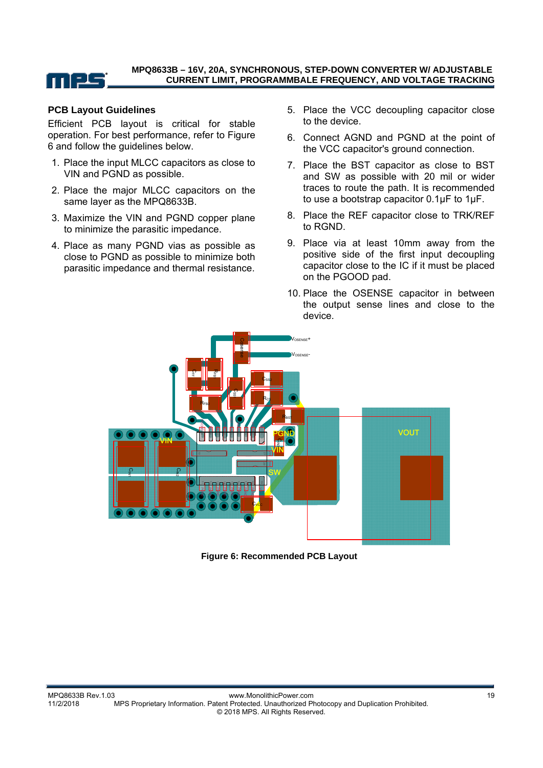## PCB Layout Guidelines

Efficient PCB layout is critical for stable operation. For best performance, refer to Figure 6 and follow the guidelines below.

1. Place the input MLCC capacitors as close to VIN and PGND as possible.
2. Place the major MLCC capacitors on the same layer as the MPQ8633B.
3. Maximize the VIN and PGND copper plane to minimize the parasitic impedance.
4. Place as many PGND vias as possible as close to PGND as possible to minimize both parasitic impedance and thermal resistance.
5. Place the VCC decoupling capacitor close to the device.
6. Connect AGND and PGND at the point of the VCC capacitor's ground connection.
7. Place the BST capacitor as close to BST and SW as possible with 20 mil or wider traces to route the path. It is recommended to use a bootstrap capacitor 0.1µF to 1µF.
8. Place the REF capacitor close to TRK/REF to RGND.
9. Place via at least 10mm away from the positive side of the first input decoupling capacitor close to the IC if it must be placed on the PGOOD pad.
10. Place the OSENSE capacitor in between the output sense lines and close to the device.

**Figure 6: Recommended PCB Layout**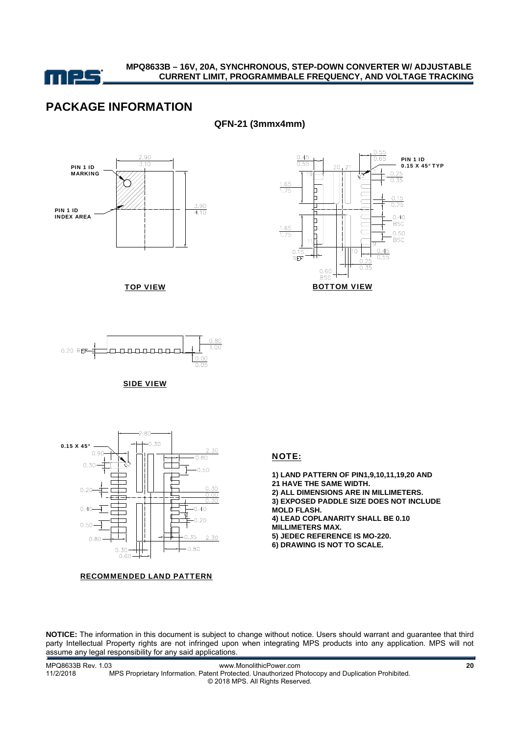# PACKAGE INFORMATION

**QFN-21 (3mmx4mm)**

PIN 1 ID MARKING

PIN 1 ID INDEX AREA

2.90
3.10

3.90
4.10

TOP VIEW

0.45
0.55

0.55
0.65

PIN 1 ID
0.15 X 45° TYP

19

20 21

0.25
0.35

1.65
1.75

0.15
0.25

0.40
BSC

1.65
1.75

0.50
BSC

11

9

10

0.15
REF

0.45
0.55

0.25
0.35

0.60
BSC

BOTTOM VIEW

0.20 REF

0.80
1.00

0.00
0.05

SIDE VIEW

0.15 X 45°

2.80

0.30

0.90

2.30

0.30

0.80

0.50

0.20

0.30
0.00
0.30

0.40

0.40

0.50

0.20

0.80

0.35

2.30

0.30

0.80

0.60

RECOMMENDED LAND PATTERN

**NOTE:**

**1) LAND PATTERN OF PIN1,9,10,11,19,20 AND 21 HAVE THE SAME WIDTH.**
**2) ALL DIMENSIONS ARE IN MILLIMETERS.**
**3) EXPOSED PADDLE SIZE DOES NOT INCLUDE MOLD FLASH.**
**4) LEAD COPLANARITY SHALL BE 0.10 MILLIMETERS MAX.**
**5) JEDEC REFERENCE IS MO-220.**
**6) DRAWING IS NOT TO SCALE.**

**NOTICE:** The information in this document is subject to change without notice. Users should warrant and guarantee that third party Intellectual Property rights are not infringed upon when integrating MPS products into any application. MPS will not assume any legal responsibility for any said applications.